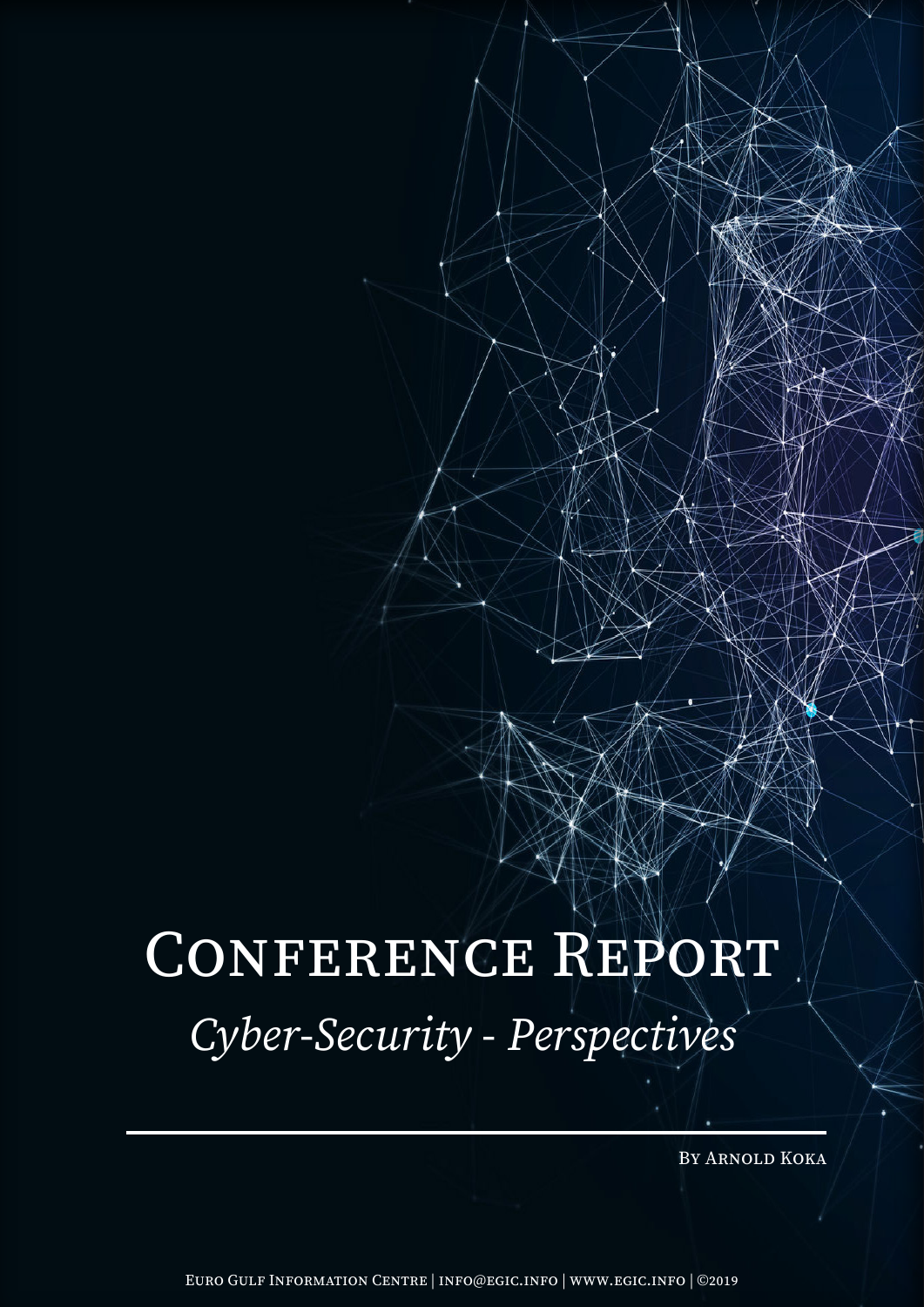# Conference Report

*Cyber-Security - Perspectives*

By Arnold Koka

Euro Gulf Information Centre | info@egic.info | www.egic.info | ©2019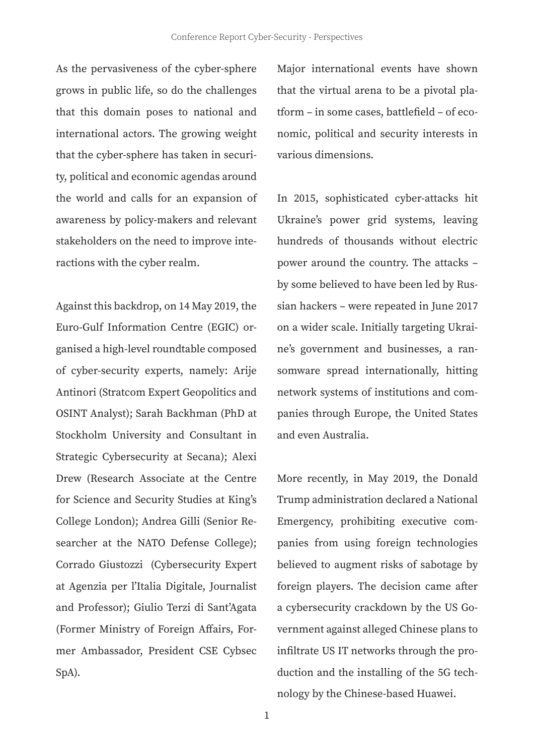As the pervasiveness of the cyber-sphere grows in public life, so do the challenges that this domain poses to national and international actors. The growing weight that the cyber-sphere has taken in security, political and economic agendas around the world and calls for an expansion of awareness by policy-makers and relevant stakeholders on the need to improve interactions with the cyber realm.

Against this backdrop, on 14 May 2019, the Euro-Gulf Information Centre (EGIC) organised a high-level roundtable composed of cyber-security experts, namely: Arije Antinori (Stratcom Expert Geopolitics and OSINT Analyst); Sarah Backhman (PhD at Stockholm University and Consultant in Strategic Cybersecurity at Secana); Alexi Drew (Research Associate at the Centre for Science and Security Studies at King's College London); Andrea Gilli (Senior Researcher at the NATO Defense College); Corrado Giustozzi (Cybersecurity Expert at Agenzia per l'Italia Digitale, Journalist and Professor); Giulio Terzi di Sant'Agata (Former Ministry of Foreign Affairs, Former Ambassador, President CSE Cybsec SpA).

Major international events have shown that the virtual arena to be a pivotal platform – in some cases, battlefield – of economic, political and security interests in various dimensions.

In 2015, sophisticated cyber-attacks hit Ukraine's power grid systems, leaving hundreds of thousands without electric power around the country. The attacks – by some believed to have been led by Russian hackers – were repeated in June 2017 on a wider scale. Initially targeting Ukraine's government and businesses, a ransomware spread internationally, hitting network systems of institutions and companies through Europe, the United States and even Australia.

More recently, in May 2019, the Donald Trump administration declared a National Emergency, prohibiting executive companies from using foreign technologies believed to augment risks of sabotage by foreign players. The decision came after a cybersecurity crackdown by the US Government against alleged Chinese plans to infiltrate US IT networks through the production and the installing of the 5G technology by the Chinese-based Huawei.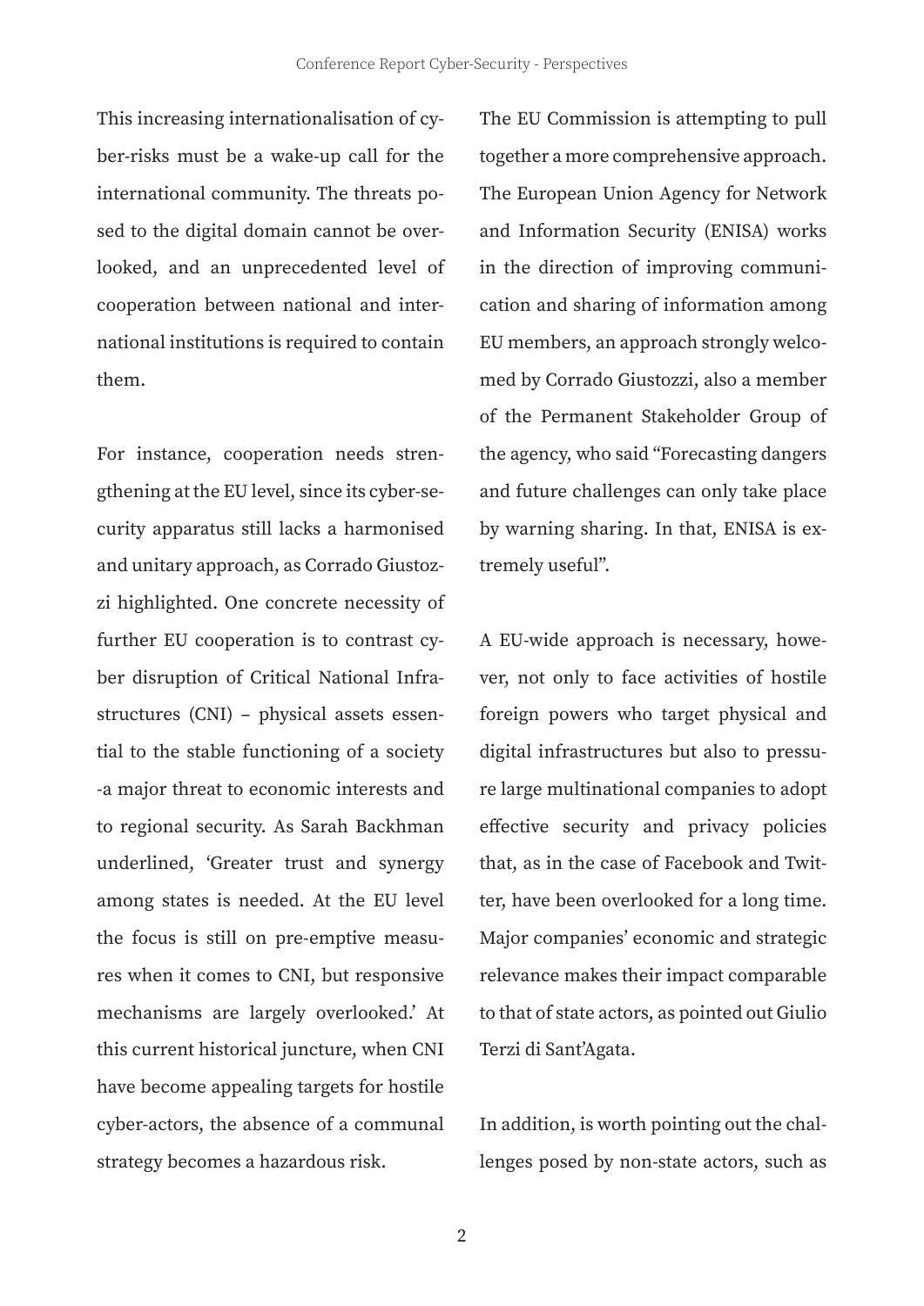This increasing internationalisation of cyber-risks must be a wake-up call for the international community. The threats posed to the digital domain cannot be overlooked, and an unprecedented level of cooperation between national and international institutions is required to contain them.

For instance, cooperation needs strengthening at the EU level, since its cyber-security apparatus still lacks a harmonised and unitary approach, as Corrado Giustozzi highlighted. One concrete necessity of further EU cooperation is to contrast cyber disruption of Critical National Infrastructures (CNI) – physical assets essential to the stable functioning of a society -a major threat to economic interests and to regional security. As Sarah Backhman underlined, 'Greater trust and synergy among states is needed. At the EU level the focus is still on pre-emptive measures when it comes to CNI, but responsive mechanisms are largely overlooked.' At this current historical juncture, when CNI have become appealing targets for hostile cyber-actors, the absence of a communal strategy becomes a hazardous risk.

The EU Commission is attempting to pull together a more comprehensive approach. The European Union Agency for Network and Information Security (ENISA) works in the direction of improving communication and sharing of information among EU members, an approach strongly welcomed by Corrado Giustozzi, also a member of the Permanent Stakeholder Group of the agency, who said "Forecasting dangers and future challenges can only take place by warning sharing. In that, ENISA is extremely useful".

A EU-wide approach is necessary, however, not only to face activities of hostile foreign powers who target physical and digital infrastructures but also to pressure large multinational companies to adopt effective security and privacy policies that, as in the case of Facebook and Twitter, have been overlooked for a long time. Major companies' economic and strategic relevance makes their impact comparable to that of state actors, as pointed out Giulio Terzi di Sant'Agata.

In addition, is worth pointing out the challenges posed by non-state actors, such as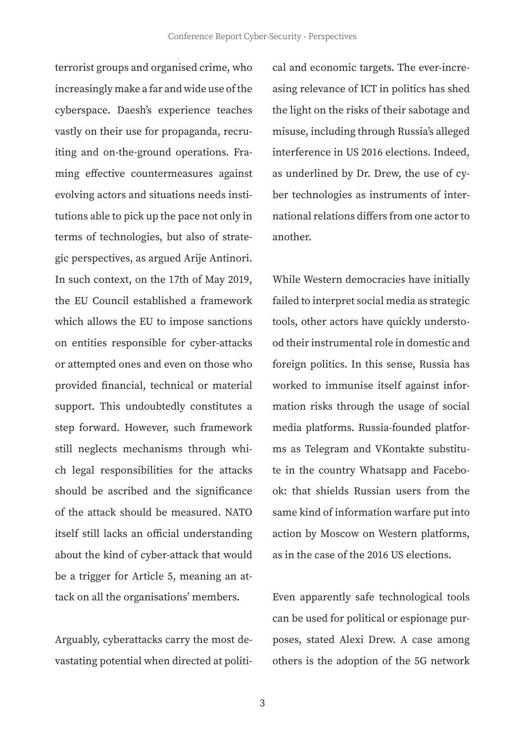terrorist groups and organised crime, who increasingly make a far and wide use of the cyberspace. Daesh's experience teaches vastly on their use for propaganda, recruiting and on-the-ground operations. Framing effective countermeasures against evolving actors and situations needs institutions able to pick up the pace not only in terms of technologies, but also of strategic perspectives, as argued Arije Antinori. In such context, on the 17th of May 2019, the EU Council established a framework which allows the EU to impose sanctions on entities responsible for cyber-attacks or attempted ones and even on those who provided financial, technical or material support. This undoubtedly constitutes a step forward. However, such framework still neglects mechanisms through which legal responsibilities for the attacks should be ascribed and the significance of the attack should be measured. NATO itself still lacks an official understanding about the kind of cyber-attack that would be a trigger for Article 5, meaning an attack on all the organisations' members.

Arguably, cyberattacks carry the most devastating potential when directed at political and economic targets. The ever-increasing relevance of ICT in politics has shed the light on the risks of their sabotage and misuse, including through Russia's alleged interference in US 2016 elections. Indeed, as underlined by Dr. Drew, the use of cyber technologies as instruments of international relations differs from one actor to another.

While Western democracies have initially failed to interpret social media as strategic tools, other actors have quickly understood their instrumental role in domestic and foreign politics. In this sense, Russia has worked to immunise itself against information risks through the usage of social media platforms. Russia-founded platforms as Telegram and VKontakte substitute in the country Whatsapp and Facebook: that shields Russian users from the same kind of information warfare put into action by Moscow on Western platforms, as in the case of the 2016 US elections.

Even apparently safe technological tools can be used for political or espionage purposes, stated Alexi Drew. A case among others is the adoption of the 5G network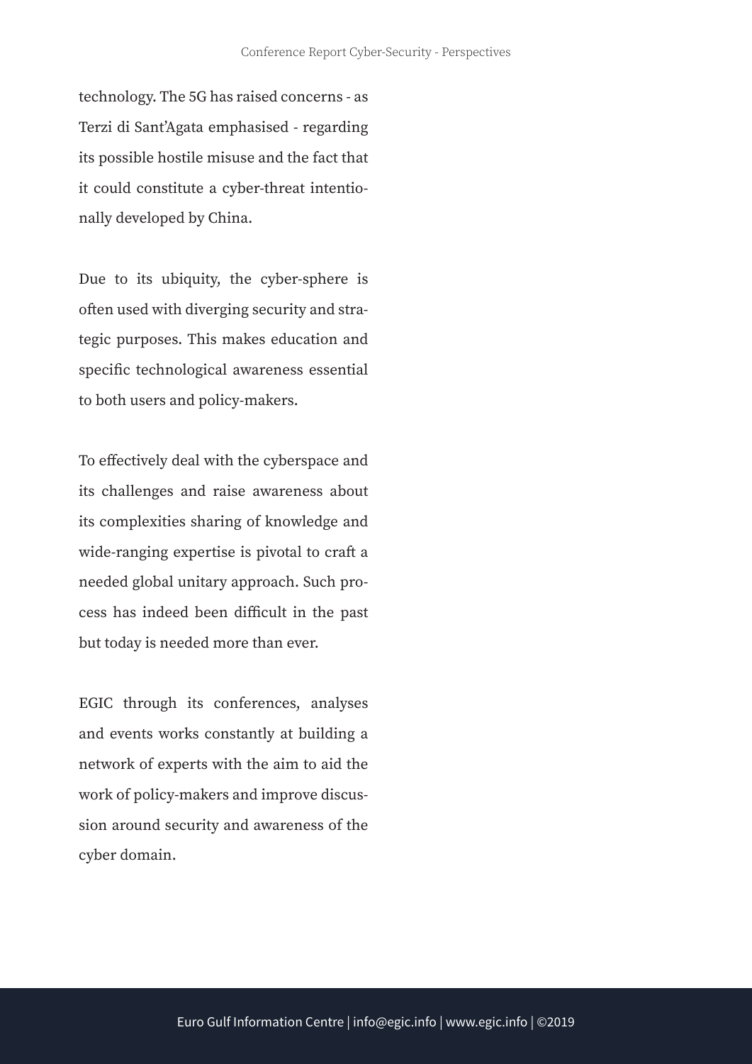technology. The 5G has raised concerns - as Terzi di Sant'Agata emphasised - regarding its possible hostile misuse and the fact that it could constitute a cyber-threat intentionally developed by China.

Due to its ubiquity, the cyber-sphere is often used with diverging security and strategic purposes. This makes education and specific technological awareness essential to both users and policy-makers.

To effectively deal with the cyberspace and its challenges and raise awareness about its complexities sharing of knowledge and wide-ranging expertise is pivotal to craft a needed global unitary approach. Such process has indeed been difficult in the past but today is needed more than ever.

EGIC through its conferences, analyses and events works constantly at building a network of experts with the aim to aid the work of policy-makers and improve discussion around security and awareness of the cyber domain.